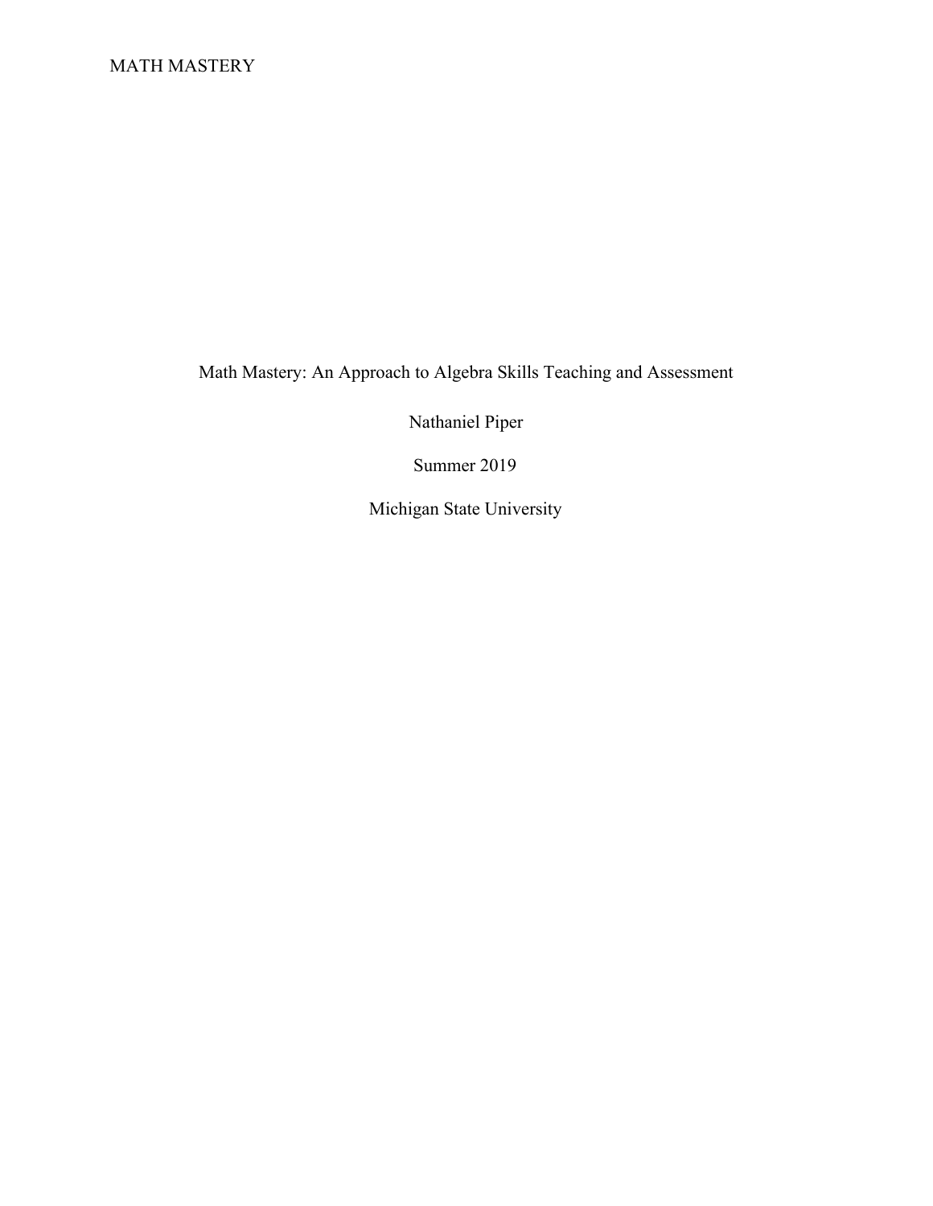# Math Mastery: An Approach to Algebra Skills Teaching and Assessment

Nathaniel Piper

Summer 2019

Michigan State University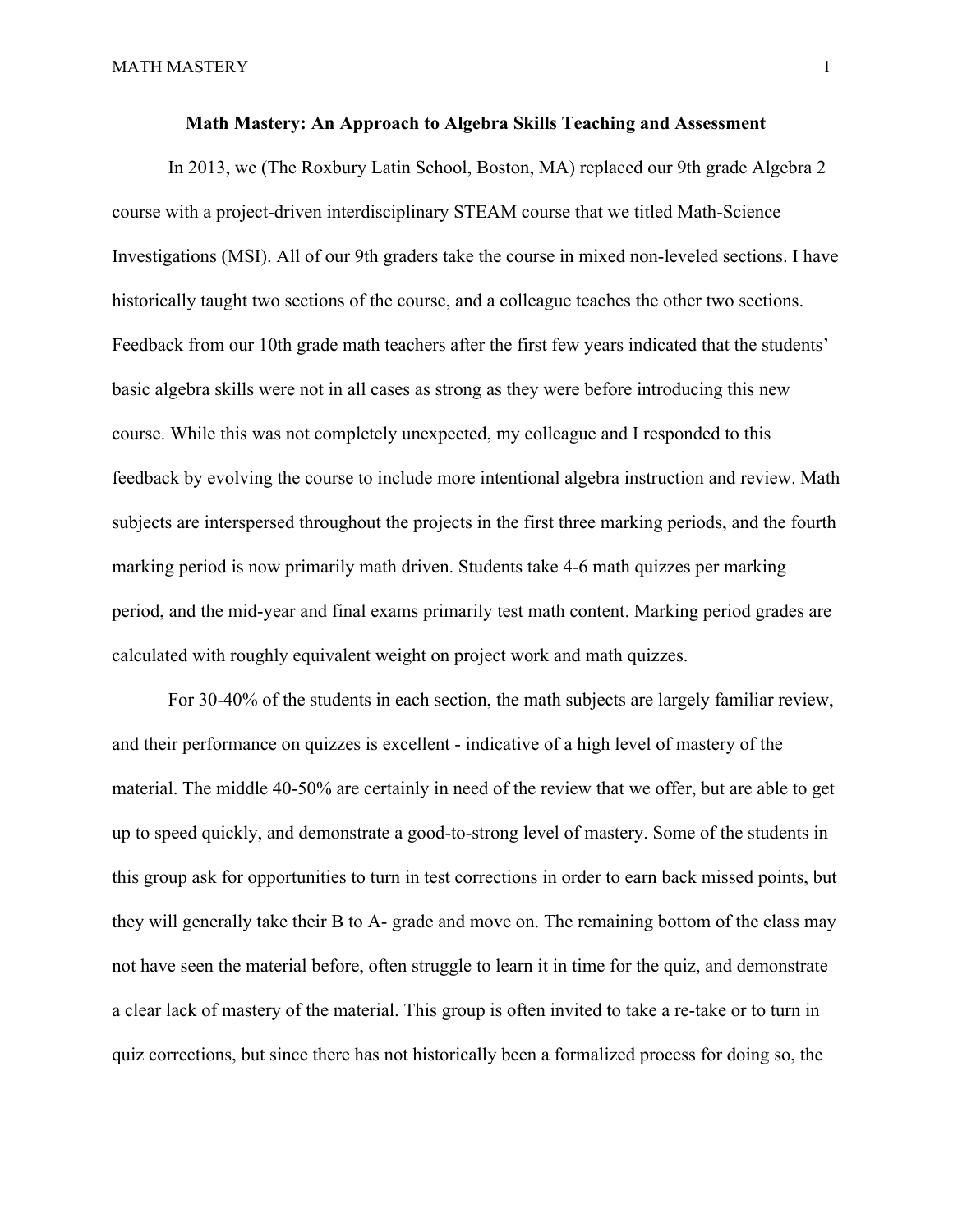**Math Mastery: An Approach to Algebra Skills Teaching and Assessment**

In 2013, we (The Roxbury Latin School, Boston, MA) replaced our 9th grade Algebra 2 course with a project-driven interdisciplinary STEAM course that we titled Math-Science Investigations (MSI). All of our 9th graders take the course in mixed non-leveled sections. I have historically taught two sections of the course, and a colleague teaches the other two sections. Feedback from our 10th grade math teachers after the first few years indicated that the students' basic algebra skills were not in all cases as strong as they were before introducing this new course. While this was not completely unexpected, my colleague and I responded to this feedback by evolving the course to include more intentional algebra instruction and review. Math subjects are interspersed throughout the projects in the first three marking periods, and the fourth marking period is now primarily math driven. Students take 4-6 math quizzes per marking period, and the mid-year and final exams primarily test math content. Marking period grades are calculated with roughly equivalent weight on project work and math quizzes.

For 30-40% of the students in each section, the math subjects are largely familiar review, and their performance on quizzes is excellent - indicative of a high level of mastery of the material. The middle 40-50% are certainly in need of the review that we offer, but are able to get up to speed quickly, and demonstrate a good-to-strong level of mastery. Some of the students in this group ask for opportunities to turn in test corrections in order to earn back missed points, but they will generally take their B to A- grade and move on. The remaining bottom of the class may not have seen the material before, often struggle to learn it in time for the quiz, and demonstrate a clear lack of mastery of the material. This group is often invited to take a re-take or to turn in quiz corrections, but since there has not historically been a formalized process for doing so, the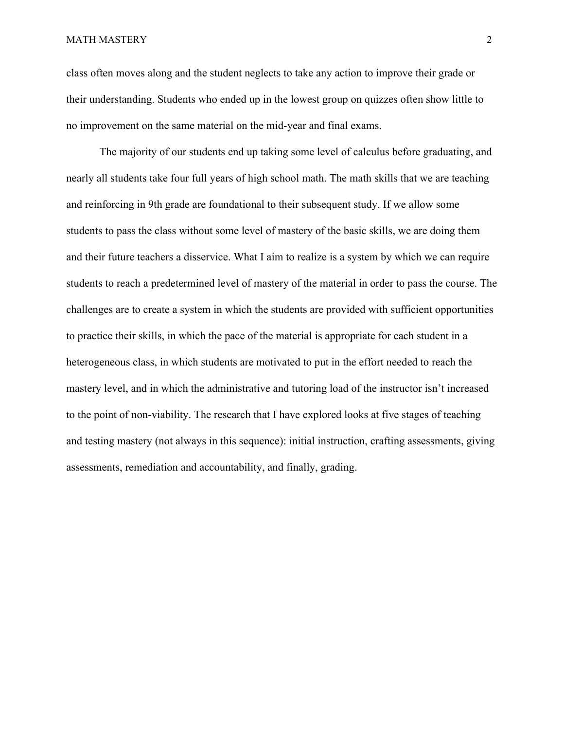class often moves along and the student neglects to take any action to improve their grade or their understanding. Students who ended up in the lowest group on quizzes often show little to no improvement on the same material on the mid-year and final exams.

The majority of our students end up taking some level of calculus before graduating, and nearly all students take four full years of high school math. The math skills that we are teaching and reinforcing in 9th grade are foundational to their subsequent study. If we allow some students to pass the class without some level of mastery of the basic skills, we are doing them and their future teachers a disservice. What I aim to realize is a system by which we can require students to reach a predetermined level of mastery of the material in order to pass the course. The challenges are to create a system in which the students are provided with sufficient opportunities to practice their skills, in which the pace of the material is appropriate for each student in a heterogeneous class, in which students are motivated to put in the effort needed to reach the mastery level, and in which the administrative and tutoring load of the instructor isn't increased to the point of non-viability. The research that I have explored looks at five stages of teaching and testing mastery (not always in this sequence): initial instruction, crafting assessments, giving assessments, remediation and accountability, and finally, grading.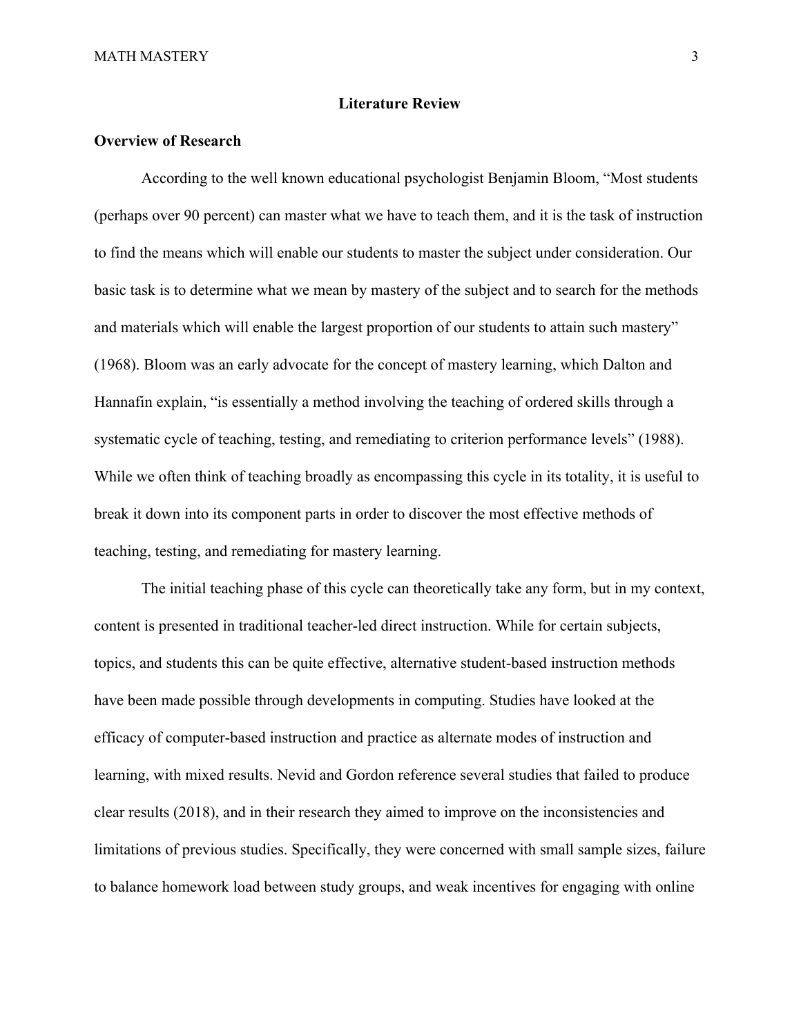## Literature Review

### Overview of Research

According to the well known educational psychologist Benjamin Bloom, "Most students (perhaps over 90 percent) can master what we have to teach them, and it is the task of instruction to find the means which will enable our students to master the subject under consideration. Our basic task is to determine what we mean by mastery of the subject and to search for the methods and materials which will enable the largest proportion of our students to attain such mastery" (1968). Bloom was an early advocate for the concept of mastery learning, which Dalton and Hannafin explain, "is essentially a method involving the teaching of ordered skills through a systematic cycle of teaching, testing, and remediating to criterion performance levels" (1988). While we often think of teaching broadly as encompassing this cycle in its totality, it is useful to break it down into its component parts in order to discover the most effective methods of teaching, testing, and remediating for mastery learning.

The initial teaching phase of this cycle can theoretically take any form, but in my context, content is presented in traditional teacher-led direct instruction. While for certain subjects, topics, and students this can be quite effective, alternative student-based instruction methods have been made possible through developments in computing. Studies have looked at the efficacy of computer-based instruction and practice as alternate modes of instruction and learning, with mixed results. Nevid and Gordon reference several studies that failed to produce clear results (2018), and in their research they aimed to improve on the inconsistencies and limitations of previous studies. Specifically, they were concerned with small sample sizes, failure to balance homework load between study groups, and weak incentives for engaging with online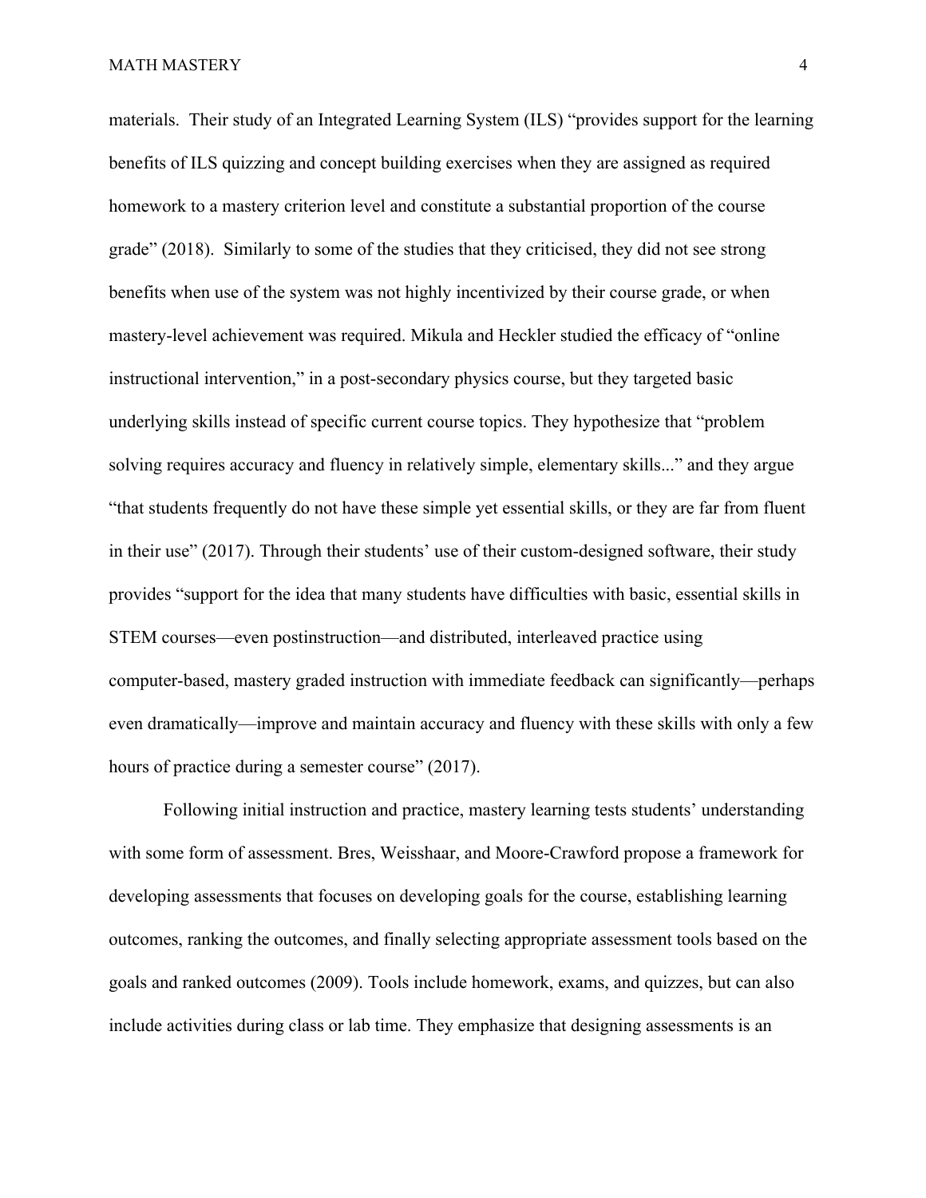materials. Their study of an Integrated Learning System (ILS) "provides support for the learning benefits of ILS quizzing and concept building exercises when they are assigned as required homework to a mastery criterion level and constitute a substantial proportion of the course grade" (2018). Similarly to some of the studies that they criticised, they did not see strong benefits when use of the system was not highly incentivized by their course grade, or when mastery-level achievement was required. Mikula and Heckler studied the efficacy of "online instructional intervention," in a post-secondary physics course, but they targeted basic underlying skills instead of specific current course topics. They hypothesize that "problem solving requires accuracy and fluency in relatively simple, elementary skills..." and they argue "that students frequently do not have these simple yet essential skills, or they are far from fluent in their use" (2017). Through their students' use of their custom-designed software, their study provides "support for the idea that many students have difficulties with basic, essential skills in STEM courses—even postinstruction—and distributed, interleaved practice using computer-based, mastery graded instruction with immediate feedback can significantly—perhaps even dramatically—improve and maintain accuracy and fluency with these skills with only a few hours of practice during a semester course" (2017).

Following initial instruction and practice, mastery learning tests students' understanding with some form of assessment. Bres, Weisshaar, and Moore-Crawford propose a framework for developing assessments that focuses on developing goals for the course, establishing learning outcomes, ranking the outcomes, and finally selecting appropriate assessment tools based on the goals and ranked outcomes (2009). Tools include homework, exams, and quizzes, but can also include activities during class or lab time. They emphasize that designing assessments is an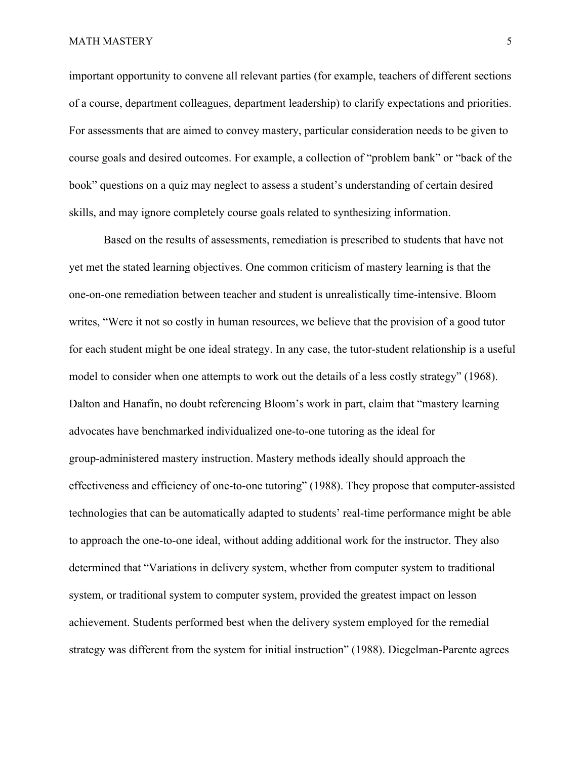important opportunity to convene all relevant parties (for example, teachers of different sections of a course, department colleagues, department leadership) to clarify expectations and priorities. For assessments that are aimed to convey mastery, particular consideration needs to be given to course goals and desired outcomes. For example, a collection of "problem bank" or "back of the book" questions on a quiz may neglect to assess a student's understanding of certain desired skills, and may ignore completely course goals related to synthesizing information.

Based on the results of assessments, remediation is prescribed to students that have not yet met the stated learning objectives. One common criticism of mastery learning is that the one-on-one remediation between teacher and student is unrealistically time-intensive. Bloom writes, "Were it not so costly in human resources, we believe that the provision of a good tutor for each student might be one ideal strategy. In any case, the tutor-student relationship is a useful model to consider when one attempts to work out the details of a less costly strategy" (1968). Dalton and Hanafin, no doubt referencing Bloom's work in part, claim that "mastery learning advocates have benchmarked individualized one-to-one tutoring as the ideal for group-administered mastery instruction. Mastery methods ideally should approach the effectiveness and efficiency of one-to-one tutoring" (1988). They propose that computer-assisted technologies that can be automatically adapted to students' real-time performance might be able to approach the one-to-one ideal, without adding additional work for the instructor. They also determined that "Variations in delivery system, whether from computer system to traditional system, or traditional system to computer system, provided the greatest impact on lesson achievement. Students performed best when the delivery system employed for the remedial strategy was different from the system for initial instruction" (1988). Diegelman-Parente agrees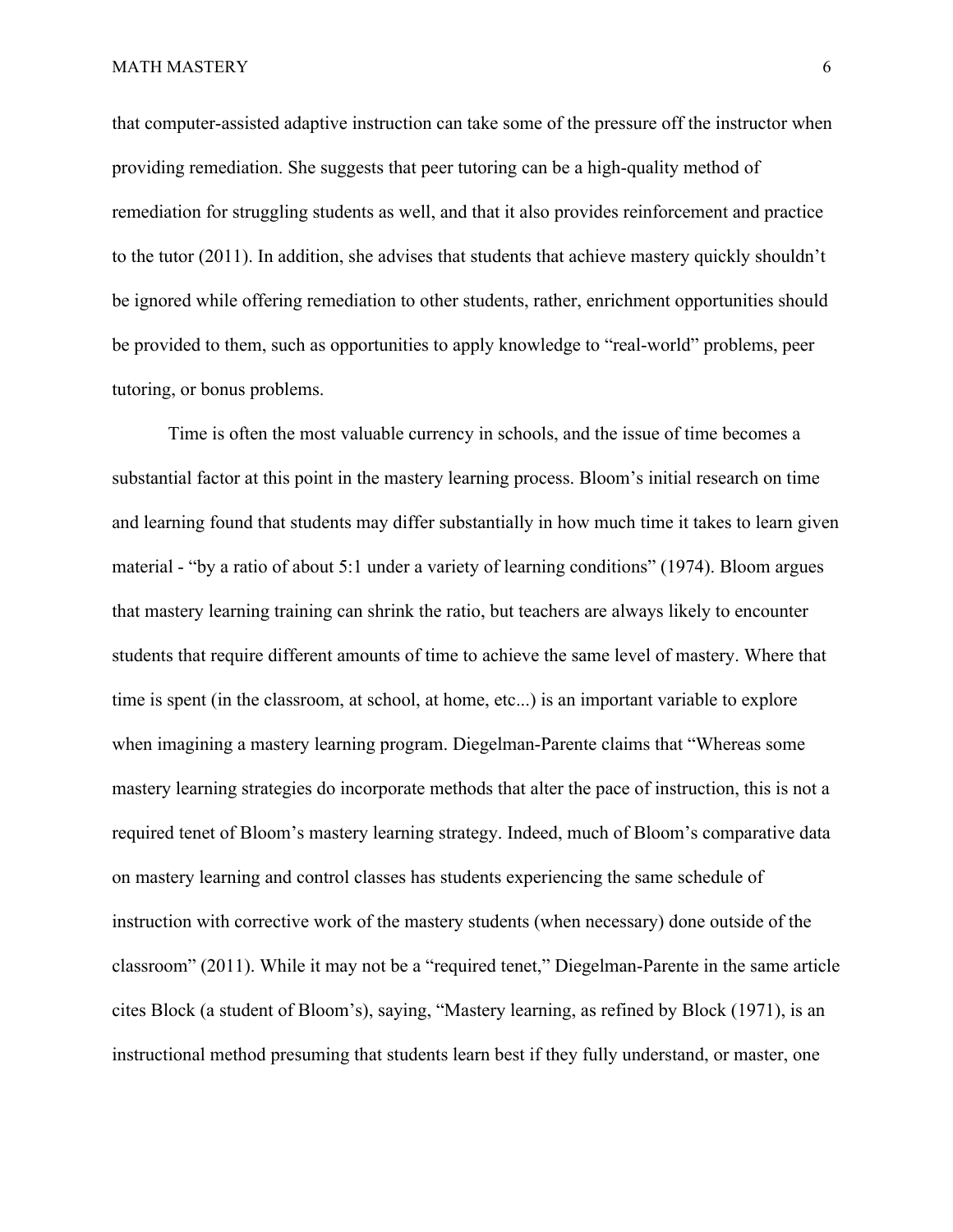that computer-assisted adaptive instruction can take some of the pressure off the instructor when providing remediation. She suggests that peer tutoring can be a high-quality method of remediation for struggling students as well, and that it also provides reinforcement and practice to the tutor (2011). In addition, she advises that students that achieve mastery quickly shouldn't be ignored while offering remediation to other students, rather, enrichment opportunities should be provided to them, such as opportunities to apply knowledge to "real-world" problems, peer tutoring, or bonus problems.

Time is often the most valuable currency in schools, and the issue of time becomes a substantial factor at this point in the mastery learning process. Bloom's initial research on time and learning found that students may differ substantially in how much time it takes to learn given material - "by a ratio of about 5:1 under a variety of learning conditions" (1974). Bloom argues that mastery learning training can shrink the ratio, but teachers are always likely to encounter students that require different amounts of time to achieve the same level of mastery. Where that time is spent (in the classroom, at school, at home, etc...) is an important variable to explore when imagining a mastery learning program. Diegelman-Parente claims that "Whereas some mastery learning strategies do incorporate methods that alter the pace of instruction, this is not a required tenet of Bloom's mastery learning strategy. Indeed, much of Bloom's comparative data on mastery learning and control classes has students experiencing the same schedule of instruction with corrective work of the mastery students (when necessary) done outside of the classroom" (2011). While it may not be a "required tenet," Diegelman-Parente in the same article cites Block (a student of Bloom's), saying, "Mastery learning, as refined by Block (1971), is an instructional method presuming that students learn best if they fully understand, or master, one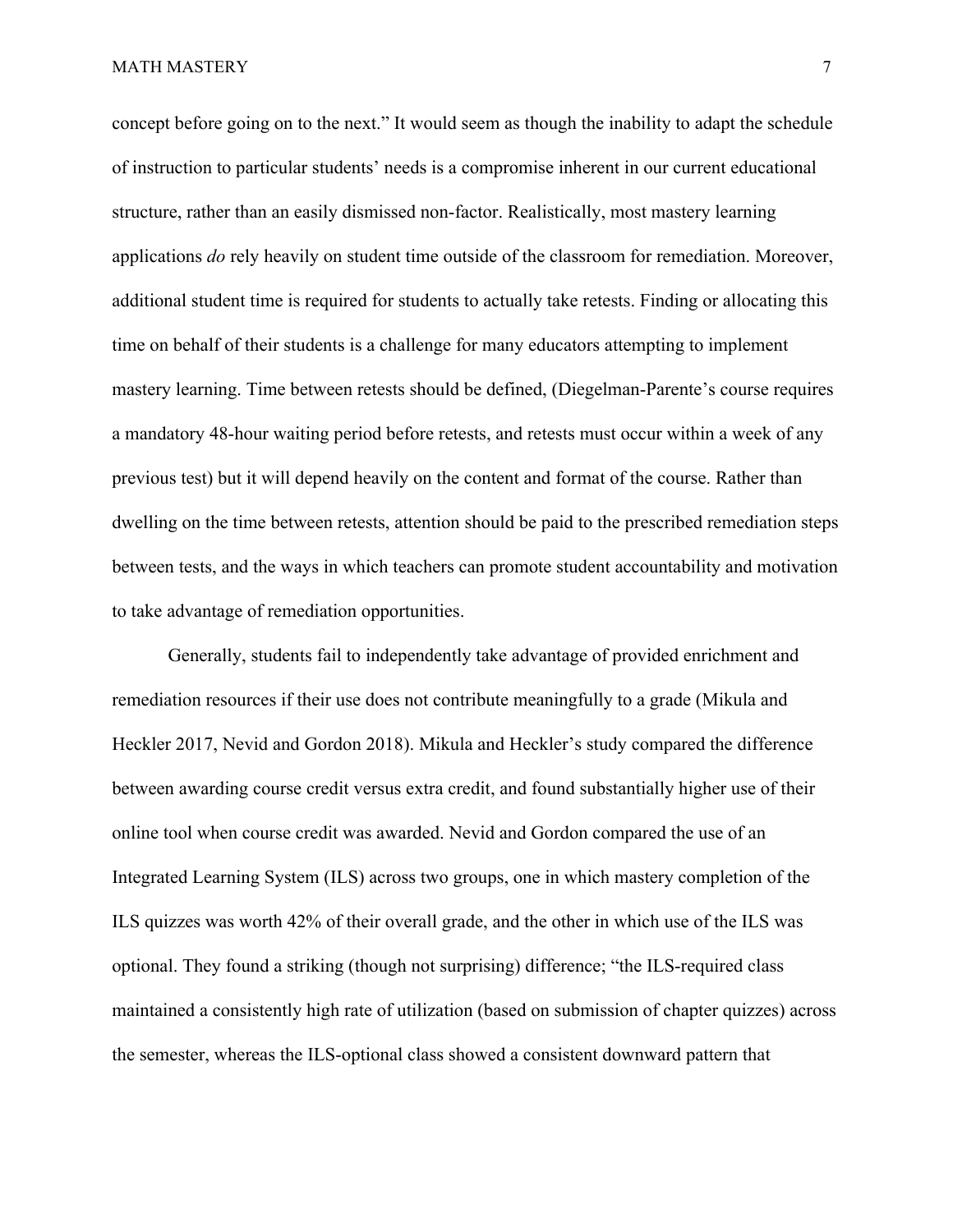concept before going on to the next." It would seem as though the inability to adapt the schedule of instruction to particular students' needs is a compromise inherent in our current educational structure, rather than an easily dismissed non-factor. Realistically, most mastery learning applications *do* rely heavily on student time outside of the classroom for remediation. Moreover, additional student time is required for students to actually take retests. Finding or allocating this time on behalf of their students is a challenge for many educators attempting to implement mastery learning. Time between retests should be defined, (Diegelman-Parente's course requires a mandatory 48-hour waiting period before retests, and retests must occur within a week of any previous test) but it will depend heavily on the content and format of the course. Rather than dwelling on the time between retests, attention should be paid to the prescribed remediation steps between tests, and the ways in which teachers can promote student accountability and motivation to take advantage of remediation opportunities.

Generally, students fail to independently take advantage of provided enrichment and remediation resources if their use does not contribute meaningfully to a grade (Mikula and Heckler 2017, Nevid and Gordon 2018). Mikula and Heckler's study compared the difference between awarding course credit versus extra credit, and found substantially higher use of their online tool when course credit was awarded. Nevid and Gordon compared the use of an Integrated Learning System (ILS) across two groups, one in which mastery completion of the ILS quizzes was worth 42% of their overall grade, and the other in which use of the ILS was optional. They found a striking (though not surprising) difference; "the ILS-required class maintained a consistently high rate of utilization (based on submission of chapter quizzes) across the semester, whereas the ILS-optional class showed a consistent downward pattern that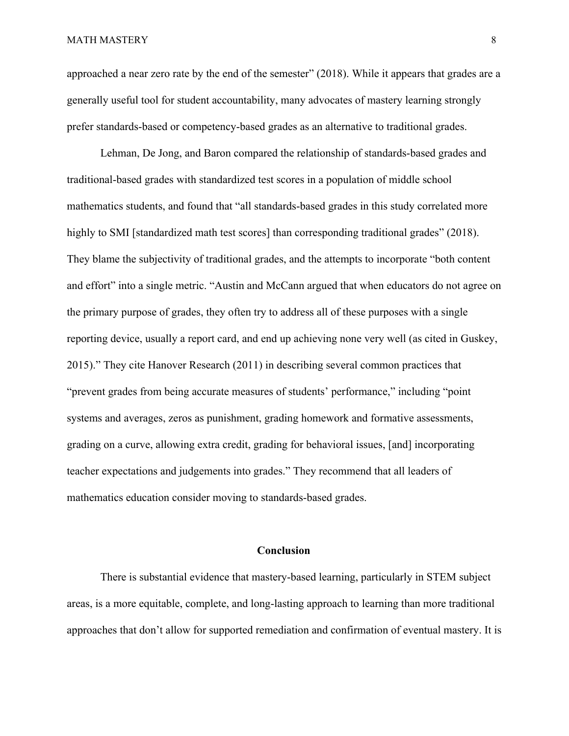approached a near zero rate by the end of the semester" (2018). While it appears that grades are a generally useful tool for student accountability, many advocates of mastery learning strongly prefer standards-based or competency-based grades as an alternative to traditional grades.

Lehman, De Jong, and Baron compared the relationship of standards-based grades and traditional-based grades with standardized test scores in a population of middle school mathematics students, and found that "all standards-based grades in this study correlated more highly to SMI [standardized math test scores] than corresponding traditional grades" (2018). They blame the subjectivity of traditional grades, and the attempts to incorporate "both content and effort" into a single metric. "Austin and McCann argued that when educators do not agree on the primary purpose of grades, they often try to address all of these purposes with a single reporting device, usually a report card, and end up achieving none very well (as cited in Guskey, 2015)." They cite Hanover Research (2011) in describing several common practices that "prevent grades from being accurate measures of students' performance," including "point systems and averages, zeros as punishment, grading homework and formative assessments, grading on a curve, allowing extra credit, grading for behavioral issues, [and] incorporating teacher expectations and judgements into grades." They recommend that all leaders of mathematics education consider moving to standards-based grades.

## Conclusion

There is substantial evidence that mastery-based learning, particularly in STEM subject areas, is a more equitable, complete, and long-lasting approach to learning than more traditional approaches that don't allow for supported remediation and confirmation of eventual mastery. It is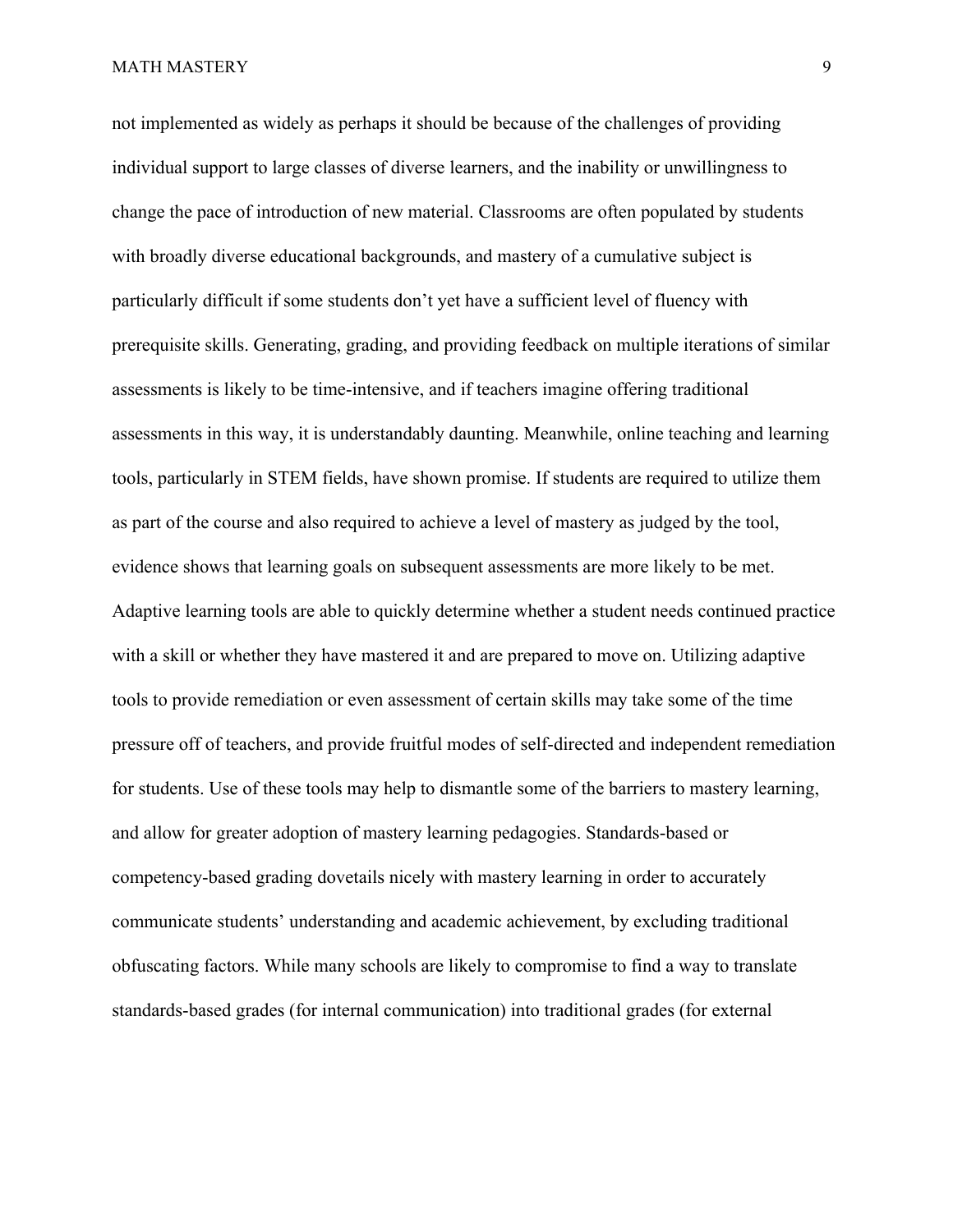not implemented as widely as perhaps it should be because of the challenges of providing individual support to large classes of diverse learners, and the inability or unwillingness to change the pace of introduction of new material. Classrooms are often populated by students with broadly diverse educational backgrounds, and mastery of a cumulative subject is particularly difficult if some students don't yet have a sufficient level of fluency with prerequisite skills. Generating, grading, and providing feedback on multiple iterations of similar assessments is likely to be time-intensive, and if teachers imagine offering traditional assessments in this way, it is understandably daunting. Meanwhile, online teaching and learning tools, particularly in STEM fields, have shown promise. If students are required to utilize them as part of the course and also required to achieve a level of mastery as judged by the tool, evidence shows that learning goals on subsequent assessments are more likely to be met. Adaptive learning tools are able to quickly determine whether a student needs continued practice with a skill or whether they have mastered it and are prepared to move on. Utilizing adaptive tools to provide remediation or even assessment of certain skills may take some of the time pressure off of teachers, and provide fruitful modes of self-directed and independent remediation for students. Use of these tools may help to dismantle some of the barriers to mastery learning, and allow for greater adoption of mastery learning pedagogies. Standards-based or competency-based grading dovetails nicely with mastery learning in order to accurately communicate students' understanding and academic achievement, by excluding traditional obfuscating factors. While many schools are likely to compromise to find a way to translate standards-based grades (for internal communication) into traditional grades (for external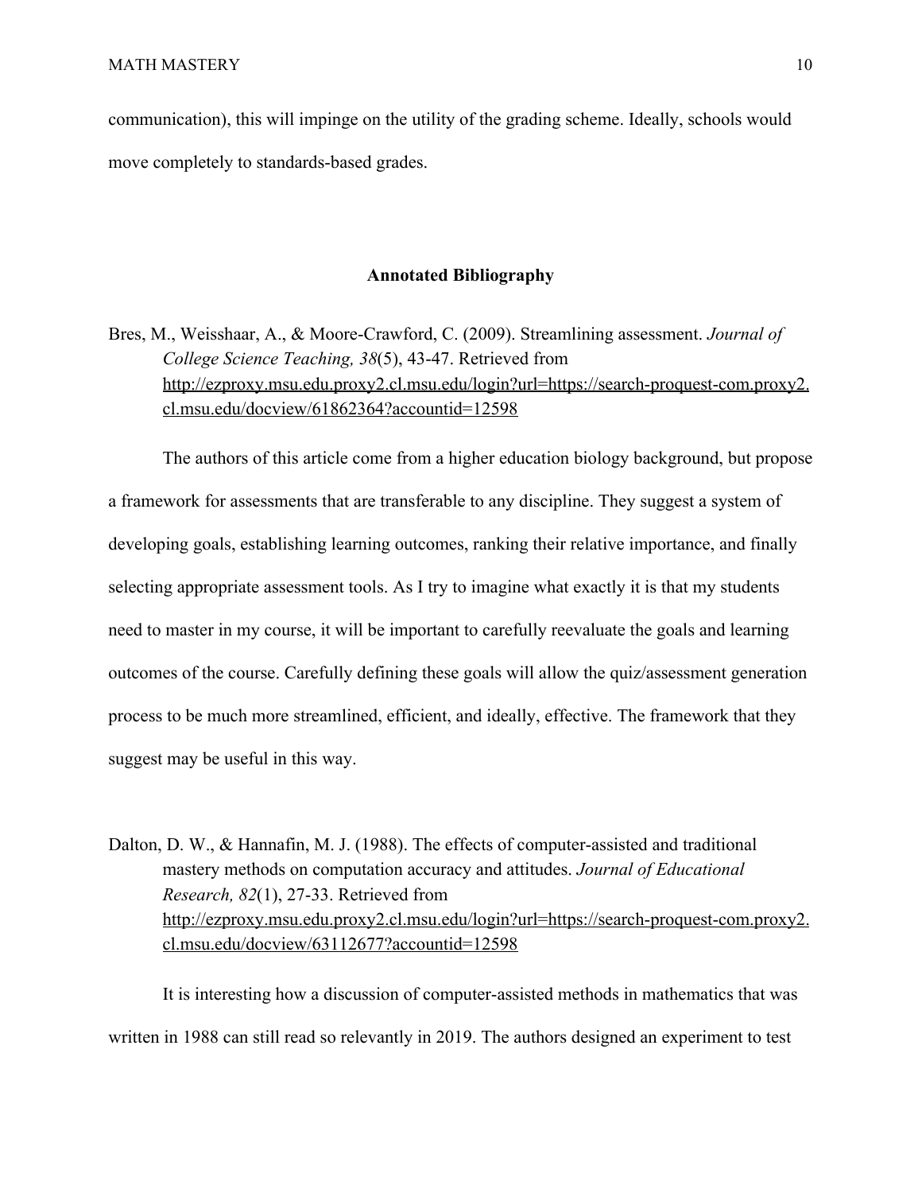communication), this will impinge on the utility of the grading scheme. Ideally, schools would move completely to standards-based grades.

## Annotated Bibliography

Bres, M., Weisshaar, A., & Moore-Crawford, C. (2009). Streamlining assessment. *Journal of College Science Teaching, 38*(5), 43-47. Retrieved from http://ezproxy.msu.edu.proxy2.cl.msu.edu/login?url=https://search-proquest-com.proxy2.cl.msu.edu/docview/61862364?accountid=12598

The authors of this article come from a higher education biology background, but propose a framework for assessments that are transferable to any discipline. They suggest a system of developing goals, establishing learning outcomes, ranking their relative importance, and finally selecting appropriate assessment tools. As I try to imagine what exactly it is that my students need to master in my course, it will be important to carefully reevaluate the goals and learning outcomes of the course. Carefully defining these goals will allow the quiz/assessment generation process to be much more streamlined, efficient, and ideally, effective. The framework that they suggest may be useful in this way.

Dalton, D. W., & Hannafin, M. J. (1988). The effects of computer-assisted and traditional mastery methods on computation accuracy and attitudes. *Journal of Educational Research, 82*(1), 27-33. Retrieved from http://ezproxy.msu.edu.proxy2.cl.msu.edu/login?url=https://search-proquest-com.proxy2.cl.msu.edu/docview/63112677?accountid=12598

It is interesting how a discussion of computer-assisted methods in mathematics that was written in 1988 can still read so relevantly in 2019. The authors designed an experiment to test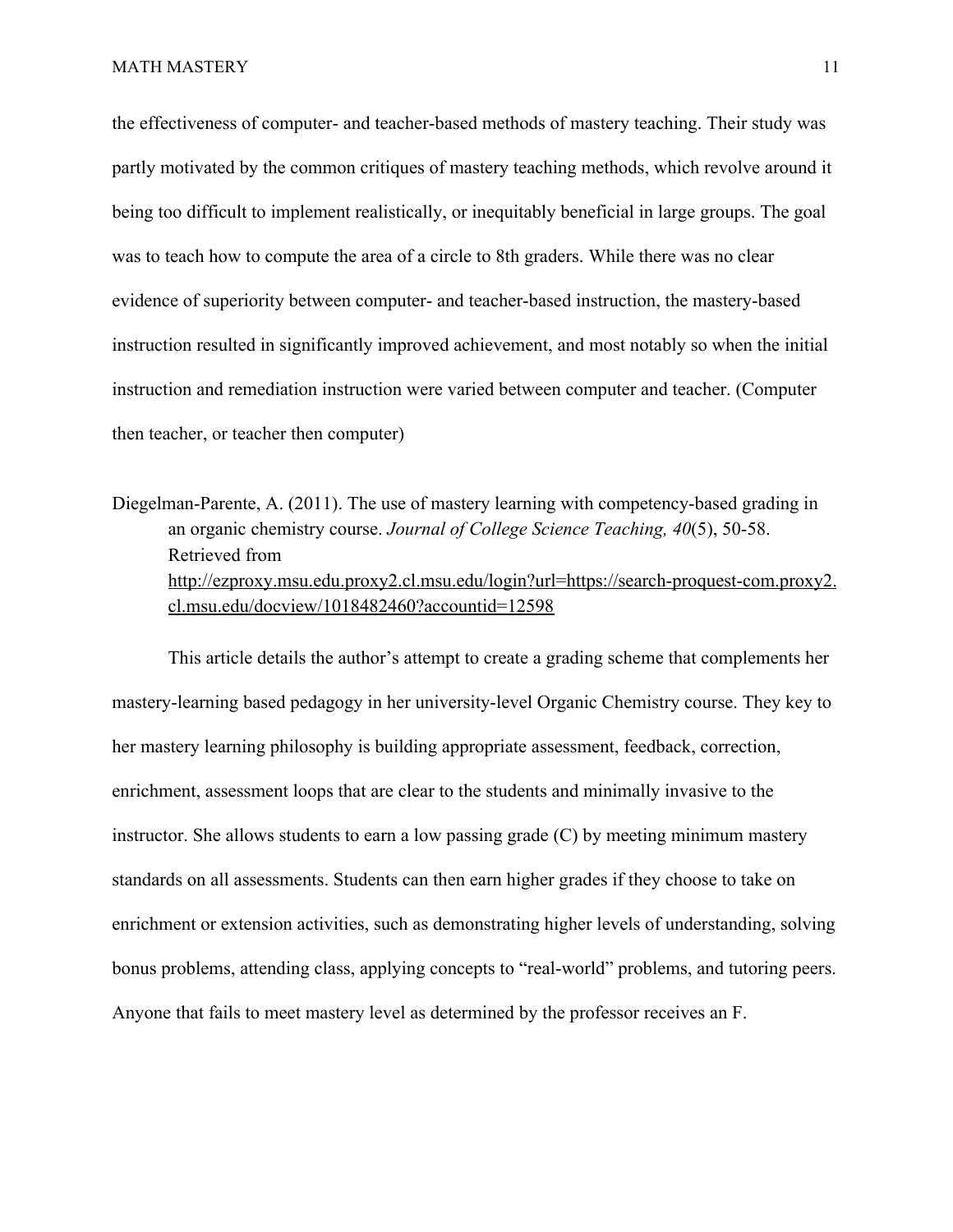the effectiveness of computer- and teacher-based methods of mastery teaching. Their study was partly motivated by the common critiques of mastery teaching methods, which revolve around it being too difficult to implement realistically, or inequitably beneficial in large groups. The goal was to teach how to compute the area of a circle to 8th graders. While there was no clear evidence of superiority between computer- and teacher-based instruction, the mastery-based instruction resulted in significantly improved achievement, and most notably so when the initial instruction and remediation instruction were varied between computer and teacher. (Computer then teacher, or teacher then computer)

Diegelman-Parente, A. (2011). The use of mastery learning with competency-based grading in an organic chemistry course. *Journal of College Science Teaching, 40*(5), 50-58. Retrieved from http://ezproxy.msu.edu.proxy2.cl.msu.edu/login?url=https://search-proquest-com.proxy2.cl.msu.edu/docview/1018482460?accountid=12598

This article details the author's attempt to create a grading scheme that complements her mastery-learning based pedagogy in her university-level Organic Chemistry course. They key to her mastery learning philosophy is building appropriate assessment, feedback, correction, enrichment, assessment loops that are clear to the students and minimally invasive to the instructor. She allows students to earn a low passing grade (C) by meeting minimum mastery standards on all assessments. Students can then earn higher grades if they choose to take on enrichment or extension activities, such as demonstrating higher levels of understanding, solving bonus problems, attending class, applying concepts to "real-world" problems, and tutoring peers. Anyone that fails to meet mastery level as determined by the professor receives an F.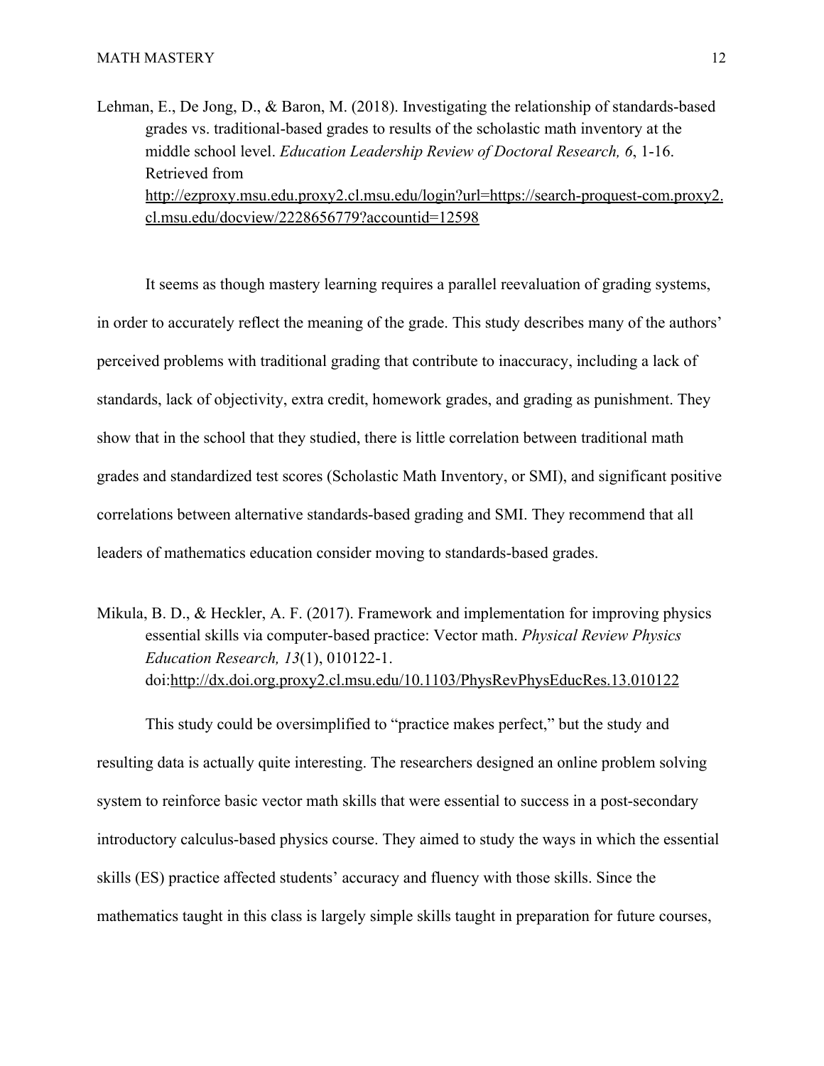Lehman, E., De Jong, D., & Baron, M. (2018). Investigating the relationship of standards-based grades vs. traditional-based grades to results of the scholastic math inventory at the middle school level. *Education Leadership Review of Doctoral Research, 6*, 1-16. Retrieved from http://ezproxy.msu.edu.proxy2.cl.msu.edu/login?url=https://search-proquest-com.proxy2.cl.msu.edu/docview/2228656779?accountid=12598

It seems as though mastery learning requires a parallel reevaluation of grading systems, in order to accurately reflect the meaning of the grade. This study describes many of the authors' perceived problems with traditional grading that contribute to inaccuracy, including a lack of standards, lack of objectivity, extra credit, homework grades, and grading as punishment. They show that in the school that they studied, there is little correlation between traditional math grades and standardized test scores (Scholastic Math Inventory, or SMI), and significant positive correlations between alternative standards-based grading and SMI. They recommend that all leaders of mathematics education consider moving to standards-based grades.

Mikula, B. D., & Heckler, A. F. (2017). Framework and implementation for improving physics essential skills via computer-based practice: Vector math. *Physical Review Physics Education Research, 13*(1), 010122-1. doi:http://dx.doi.org.proxy2.cl.msu.edu/10.1103/PhysRevPhysEducRes.13.010122

This study could be oversimplified to "practice makes perfect," but the study and resulting data is actually quite interesting. The researchers designed an online problem solving system to reinforce basic vector math skills that were essential to success in a post-secondary introductory calculus-based physics course. They aimed to study the ways in which the essential skills (ES) practice affected students' accuracy and fluency with those skills. Since the mathematics taught in this class is largely simple skills taught in preparation for future courses,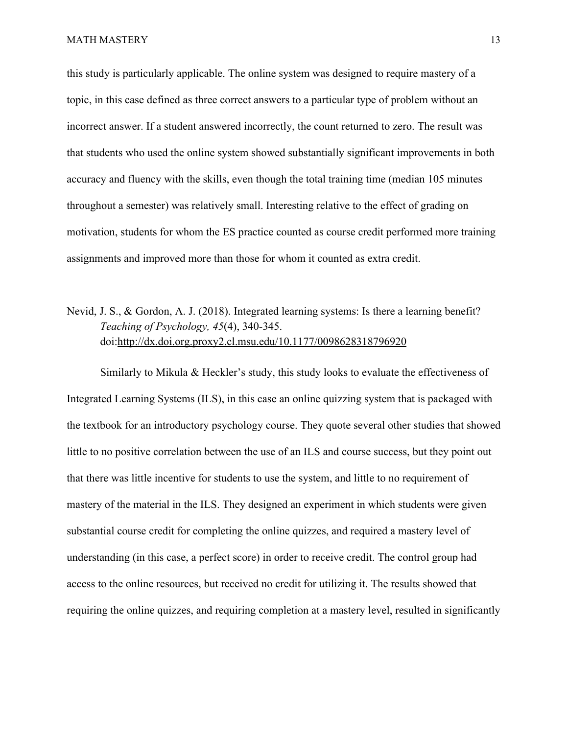this study is particularly applicable. The online system was designed to require mastery of a topic, in this case defined as three correct answers to a particular type of problem without an incorrect answer. If a student answered incorrectly, the count returned to zero. The result was that students who used the online system showed substantially significant improvements in both accuracy and fluency with the skills, even though the total training time (median 105 minutes throughout a semester) was relatively small. Interesting relative to the effect of grading on motivation, students for whom the ES practice counted as course credit performed more training assignments and improved more than those for whom it counted as extra credit.

Nevid, J. S., & Gordon, A. J. (2018). Integrated learning systems: Is there a learning benefit? *Teaching of Psychology, 45*(4), 340-345. doi:http://dx.doi.org.proxy2.cl.msu.edu/10.1177/0098628318796920

Similarly to Mikula & Heckler's study, this study looks to evaluate the effectiveness of Integrated Learning Systems (ILS), in this case an online quizzing system that is packaged with the textbook for an introductory psychology course. They quote several other studies that showed little to no positive correlation between the use of an ILS and course success, but they point out that there was little incentive for students to use the system, and little to no requirement of mastery of the material in the ILS. They designed an experiment in which students were given substantial course credit for completing the online quizzes, and required a mastery level of understanding (in this case, a perfect score) in order to receive credit. The control group had access to the online resources, but received no credit for utilizing it. The results showed that requiring the online quizzes, and requiring completion at a mastery level, resulted in significantly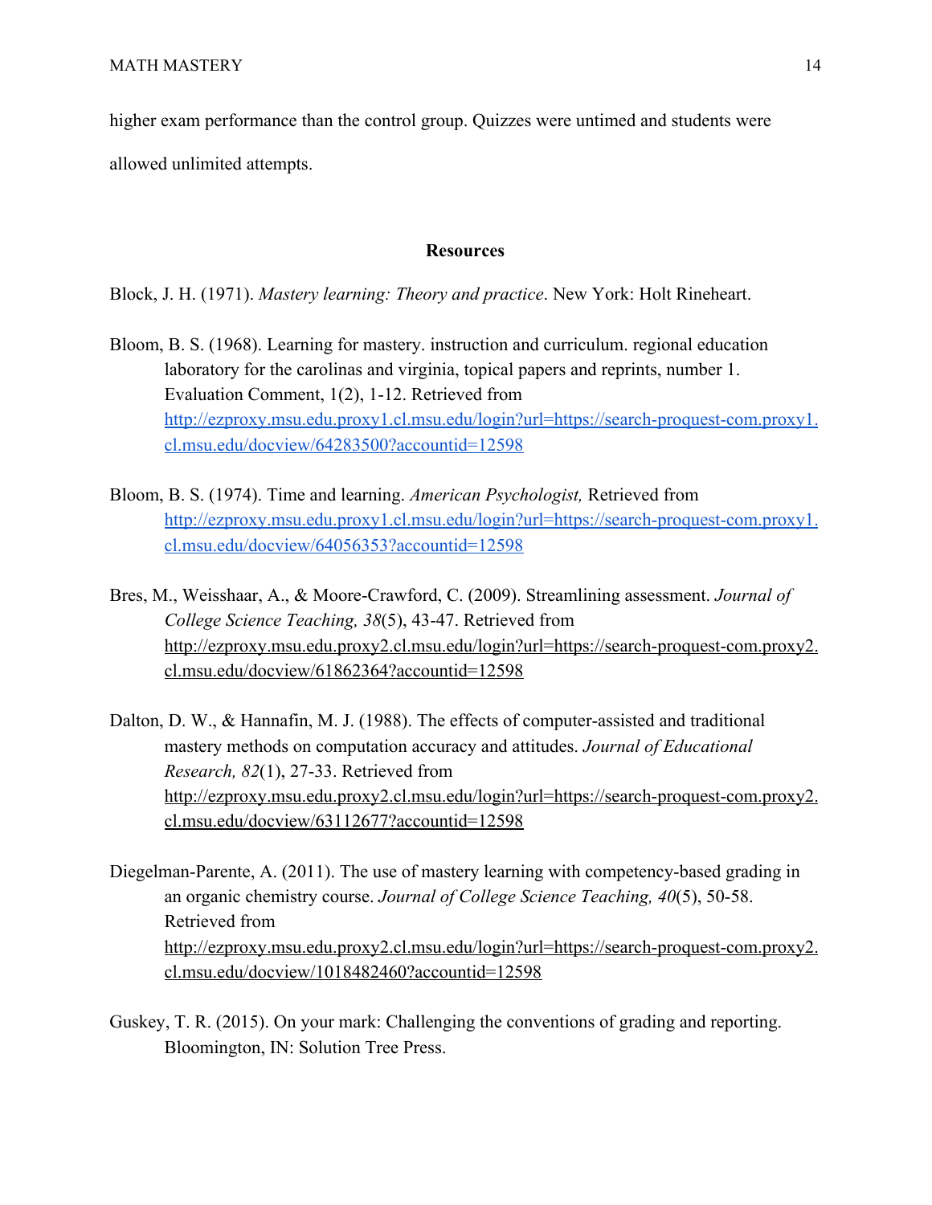higher exam performance than the control group. Quizzes were untimed and students were allowed unlimited attempts.

## Resources

Block, J. H. (1971). *Mastery learning: Theory and practice*. New York: Holt Rineheart.

Bloom, B. S. (1968). Learning for mastery. instruction and curriculum. regional education laboratory for the carolinas and virginia, topical papers and reprints, number 1. Evaluation Comment, 1(2), 1-12. Retrieved from http://ezproxy.msu.edu.proxy1.cl.msu.edu/login?url=https://search-proquest-com.proxy1.cl.msu.edu/docview/64283500?accountid=12598

Bloom, B. S. (1974). Time and learning. *American Psychologist,* Retrieved from http://ezproxy.msu.edu.proxy1.cl.msu.edu/login?url=https://search-proquest-com.proxy1.cl.msu.edu/docview/64056353?accountid=12598

Bres, M., Weisshaar, A., & Moore-Crawford, C. (2009). Streamlining assessment. *Journal of College Science Teaching, 38*(5), 43-47. Retrieved from http://ezproxy.msu.edu.proxy2.cl.msu.edu/login?url=https://search-proquest-com.proxy2.cl.msu.edu/docview/61862364?accountid=12598

Dalton, D. W., & Hannafin, M. J. (1988). The effects of computer-assisted and traditional mastery methods on computation accuracy and attitudes. *Journal of Educational Research, 82*(1), 27-33. Retrieved from http://ezproxy.msu.edu.proxy2.cl.msu.edu/login?url=https://search-proquest-com.proxy2.cl.msu.edu/docview/63112677?accountid=12598

Diegelman-Parente, A. (2011). The use of mastery learning with competency-based grading in an organic chemistry course. *Journal of College Science Teaching, 40*(5), 50-58. Retrieved from http://ezproxy.msu.edu.proxy2.cl.msu.edu/login?url=https://search-proquest-com.proxy2.cl.msu.edu/docview/1018482460?accountid=12598

Guskey, T. R. (2015). On your mark: Challenging the conventions of grading and reporting. Bloomington, IN: Solution Tree Press.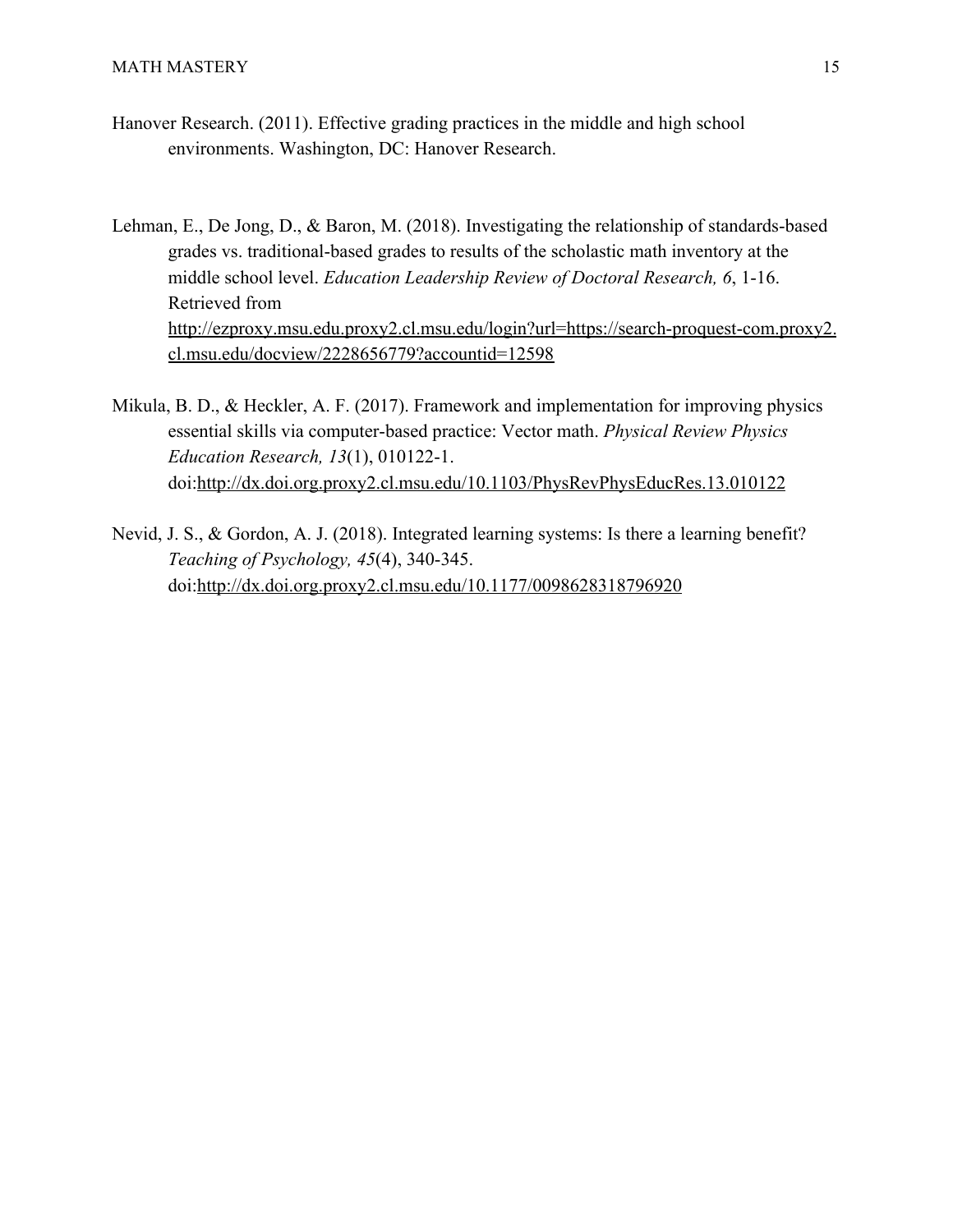Hanover Research. (2011). Effective grading practices in the middle and high school environments. Washington, DC: Hanover Research.

Lehman, E., De Jong, D., & Baron, M. (2018). Investigating the relationship of standards-based grades vs. traditional-based grades to results of the scholastic math inventory at the middle school level. *Education Leadership Review of Doctoral Research, 6*, 1-16. Retrieved from http://ezproxy.msu.edu.proxy2.cl.msu.edu/login?url=https://search-proquest-com.proxy2.cl.msu.edu/docview/2228656779?accountid=12598

Mikula, B. D., & Heckler, A. F. (2017). Framework and implementation for improving physics essential skills via computer-based practice: Vector math. *Physical Review Physics Education Research, 13*(1), 010122-1. doi:http://dx.doi.org.proxy2.cl.msu.edu/10.1103/PhysRevPhysEducRes.13.010122

Nevid, J. S., & Gordon, A. J. (2018). Integrated learning systems: Is there a learning benefit? *Teaching of Psychology, 45*(4), 340-345. doi:http://dx.doi.org.proxy2.cl.msu.edu/10.1177/0098628318796920